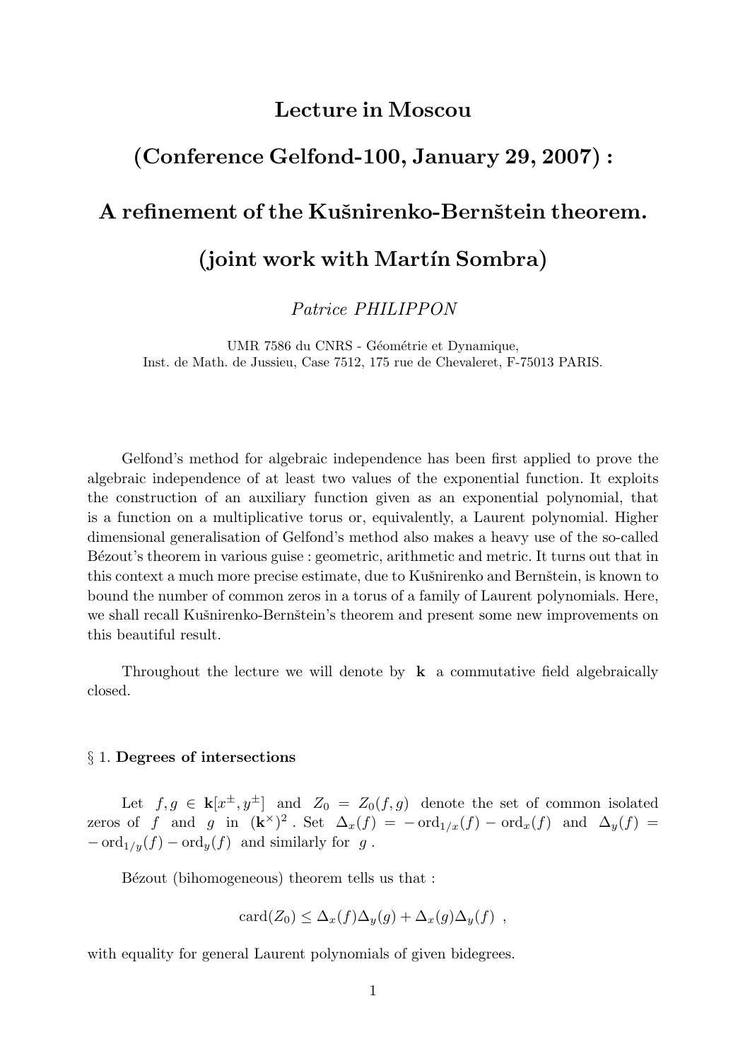# Lecture in Moscou

# (Conference Gelfond-100, January 29, 2007) :

# A refinement of the Kušnirenko-Bernštein theorem.

# (joint work with Martín Sombra)

*Patrice PHILIPPON*

UMR 7586 du CNRS - Géométrie et Dynamique,
Inst. de Math. de Jussieu, Case 7512, 175 rue de Chevaleret, F-75013 PARIS.

Gelfond's method for algebraic independence has been first applied to prove the algebraic independence of at least two values of the exponential function. It exploits the construction of an auxiliary function given as an exponential polynomial, that is a function on a multiplicative torus or, equivalently, a Laurent polynomial. Higher dimensional generalisation of Gelfond's method also makes a heavy use of the so-called Bézout's theorem in various guise : geometric, arithmetic and metric. It turns out that in this context a much more precise estimate, due to Kušnirenko and Bernštein, is known to bound the number of common zeros in a torus of a family of Laurent polynomials. Here, we shall recall Kušnirenko-Bernštein's theorem and present some new improvements on this beautiful result.

Throughout the lecture we will denote by $\mathbf{k}$ a commutative field algebraically closed.

§ 1. **Degrees of intersections**

Let $f, g \in \mathbf{k}[x^{\pm}, y^{\pm}]$ and $Z_0 = Z_0(f,g)$ denote the set of common isolated zeros of $f$ and $g$ in $(\mathbf{k}^{\times})^2$. Set $\Delta_x(f) = -\operatorname{ord}_{1/x}(f) - \operatorname{ord}_x(f)$ and $\Delta_y(f) = -\operatorname{ord}_{1/y}(f) - \operatorname{ord}_y(f)$ and similarly for $g$.

Bézout (bihomogeneous) theorem tells us that :

$$\operatorname{card}(Z_0) \leq \Delta_x(f)\Delta_y(g) + \Delta_x(g)\Delta_y(f) \ ,$$

with equality for general Laurent polynomials of given bidegrees.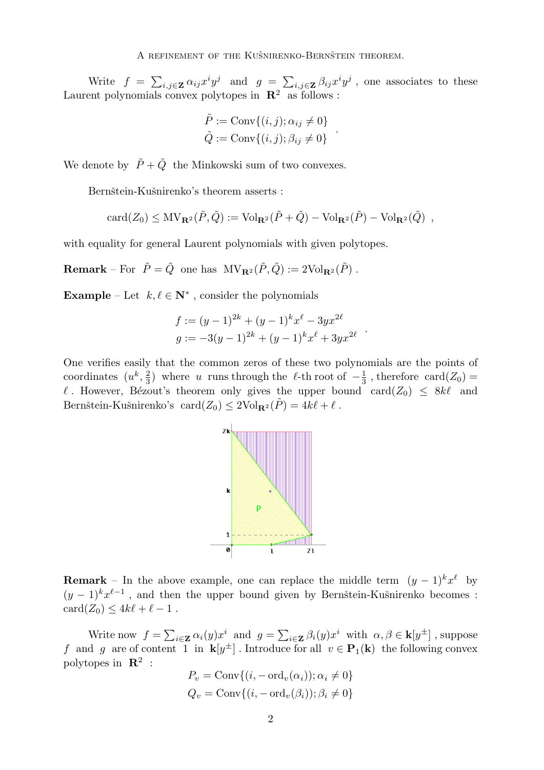Write $f = \sum_{i,j\in \mathbf{Z}} \alpha_{ij} x^i y^j$ and $g = \sum_{i,j\in \mathbf{Z}} \beta_{ij} x^i y^j$, one associates to these Laurent polynomials convex polytopes in $\mathbf{R}^2$ as follows :

$$\begin{aligned}\tilde{P} &:= \mathrm{Conv}\{(i,j); \alpha_{ij} \neq 0\}\\ \tilde{Q} &:= \mathrm{Conv}\{(i,j); \beta_{ij} \neq 0\}\end{aligned} .$$

We denote by $\tilde{P} + \tilde{Q}$ the Minkowski sum of two convexes.

Bernštein-Kušnirenko's theorem asserts :

$$\mathrm{card}(Z_0) \leq \mathrm{MV}_{\mathbf{R}^2}(\tilde{P}, \tilde{Q}) := \mathrm{Vol}_{\mathbf{R}^2}(\tilde{P} + \tilde{Q}) - \mathrm{Vol}_{\mathbf{R}^2}(\tilde{P}) - \mathrm{Vol}_{\mathbf{R}^2}(\tilde{Q}) \ ,$$

with equality for general Laurent polynomials with given polytopes.

**Remark** – For $\tilde{P} = \tilde{Q}$ one has $\mathrm{MV}_{\mathbf{R}^2}(\tilde{P}, \tilde{Q}) := 2\mathrm{Vol}_{\mathbf{R}^2}(\tilde{P})$ .

**Example** – Let $k, \ell \in \mathbf{N}^*$ , consider the polynomials

$$\begin{aligned}f &:= (y-1)^{2k} + (y-1)^k x^\ell - 3yx^{2\ell}\\ g &:= -3(y-1)^{2k} + (y-1)^k x^\ell + 3yx^{2\ell}\end{aligned} .$$

One verifies easily that the common zeros of these two polynomials are the points of coordinates $(u^k, \frac{2}{3})$ where $u$ runs through the $\ell$-th root of $-\frac{1}{3}$ , therefore $\mathrm{card}(Z_0) = \ell$ . However, Bézout's theorem only gives the upper bound $\mathrm{card}(Z_0) \leq 8k\ell$ and Bernštein-Kušnirenko's $\mathrm{card}(Z_0) \leq 2\mathrm{Vol}_{\mathbf{R}^2}(\tilde{P}) = 4k\ell + \ell$ .

**Remark** – In the above example, one can replace the middle term $(y-1)^k x^\ell$ by $(y-1)^k x^{\ell-1}$ , and then the upper bound given by Bernštein-Kušnirenko becomes : $\mathrm{card}(Z_0) \leq 4k\ell + \ell - 1$ .

Write now $f = \sum_{i\in\mathbf{Z}} \alpha_i(y) x^i$ and $g = \sum_{i\in\mathbf{Z}} \beta_i(y) x^i$ with $\alpha, \beta \in \mathbf{k}[y^\pm]$ , suppose $f$ and $g$ are of content $1$ in $\mathbf{k}[y^\pm]$ . Introduce for all $v \in \mathbf{P}_1(\mathbf{k})$ the following convex polytopes in $\mathbf{R}^2$ :

$$P_v = \mathrm{Conv}\{(i, -\mathrm{ord}_v(\alpha_i)); \alpha_i \neq 0\}$$

$$Q_v = \mathrm{Conv}\{(i, -\mathrm{ord}_v(\beta_i)); \beta_i \neq 0\}$$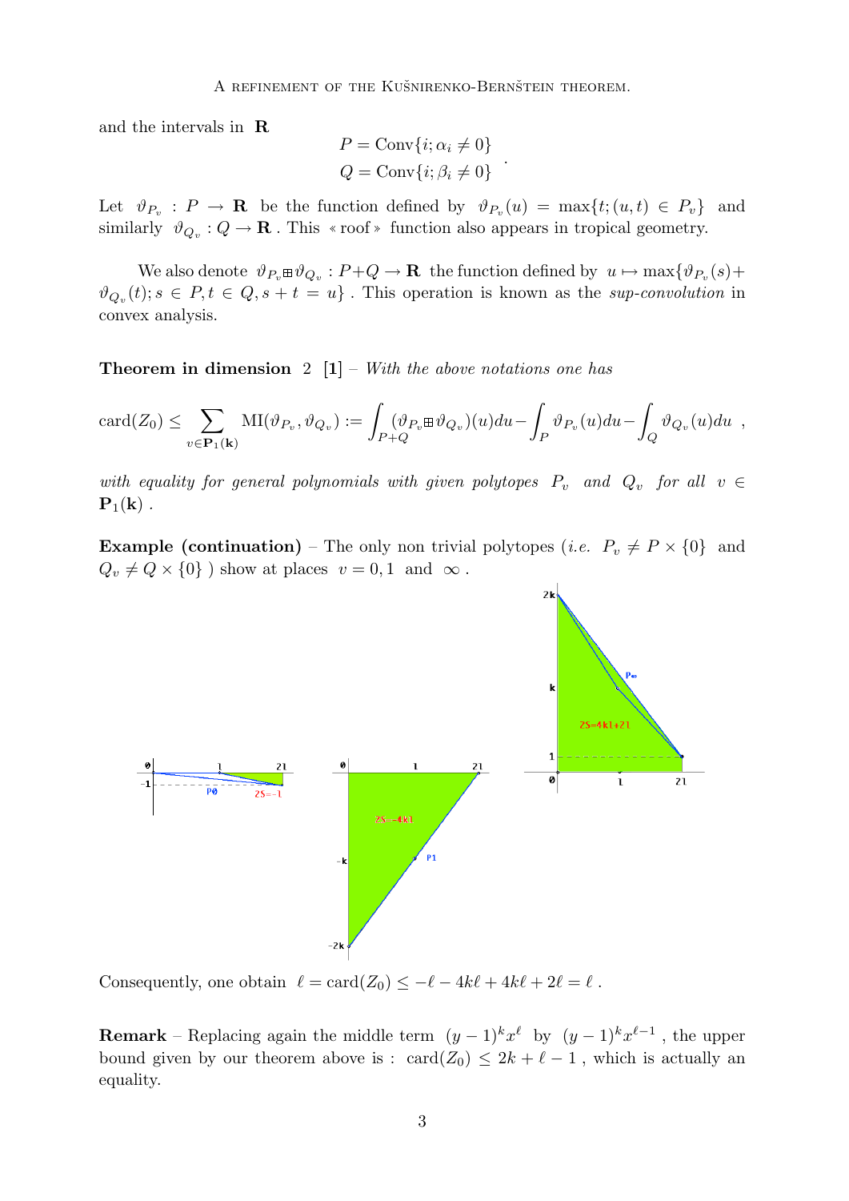and the intervals in $\mathbf{R}$

$$
\begin{aligned}
P &= \mathrm{Conv}\{i; \alpha_i \neq 0\} \\
Q &= \mathrm{Conv}\{i; \beta_i \neq 0\}
\end{aligned} .
$$

Let $\vartheta_{P_v} : P \to \mathbf{R}$ be the function defined by $\vartheta_{P_v}(u) = \max\{t; (u,t) \in P_v\}$ and similarly $\vartheta_{Q_v} : Q \to \mathbf{R}$. This « roof » function also appears in tropical geometry.

We also denote $\vartheta_{P_v} \boxplus \vartheta_{Q_v} : P + Q \to \mathbf{R}$ the function defined by $u \mapsto \max\{\vartheta_{P_v}(s) + \vartheta_{Q_v}(t); s \in P, t \in Q, s + t = u\}$. This operation is known as the *sup-convolution* in convex analysis.

**Theorem in dimension 2 [1]** – *With the above notations one has*

$$
\mathrm{card}(Z_0) \leq \sum_{v \in \mathbf{P}_1(\mathbf{k})} \mathrm{MI}(\vartheta_{P_v}, \vartheta_{Q_v}) := \int_{P+Q} (\vartheta_{P_v} \boxplus \vartheta_{Q_v})(u) du - \int_P \vartheta_{P_v}(u) du - \int_Q \vartheta_{Q_v}(u) du \ ,
$$

*with equality for general polynomials with given polytopes $P_v$ and $Q_v$ for all $v \in \mathbf{P}_1(\mathbf{k})$.*

**Example (continuation)** – The only non trivial polytopes (*i.e.* $P_v \neq P \times \{0\}$ and $Q_v \neq Q \times \{0\}$ ) show at places $v = 0, 1$ and $\infty$.

Consequently, one obtain $\ell = \mathrm{card}(Z_0) \leq -\ell - 4k\ell + 4k\ell + 2\ell = \ell$ .

**Remark** – Replacing again the middle term $(y-1)^k x^\ell$ by $(y-1)^k x^{\ell-1}$, the upper bound given by our theorem above is : $\mathrm{card}(Z_0) \leq 2k + \ell - 1$ , which is actually an equality.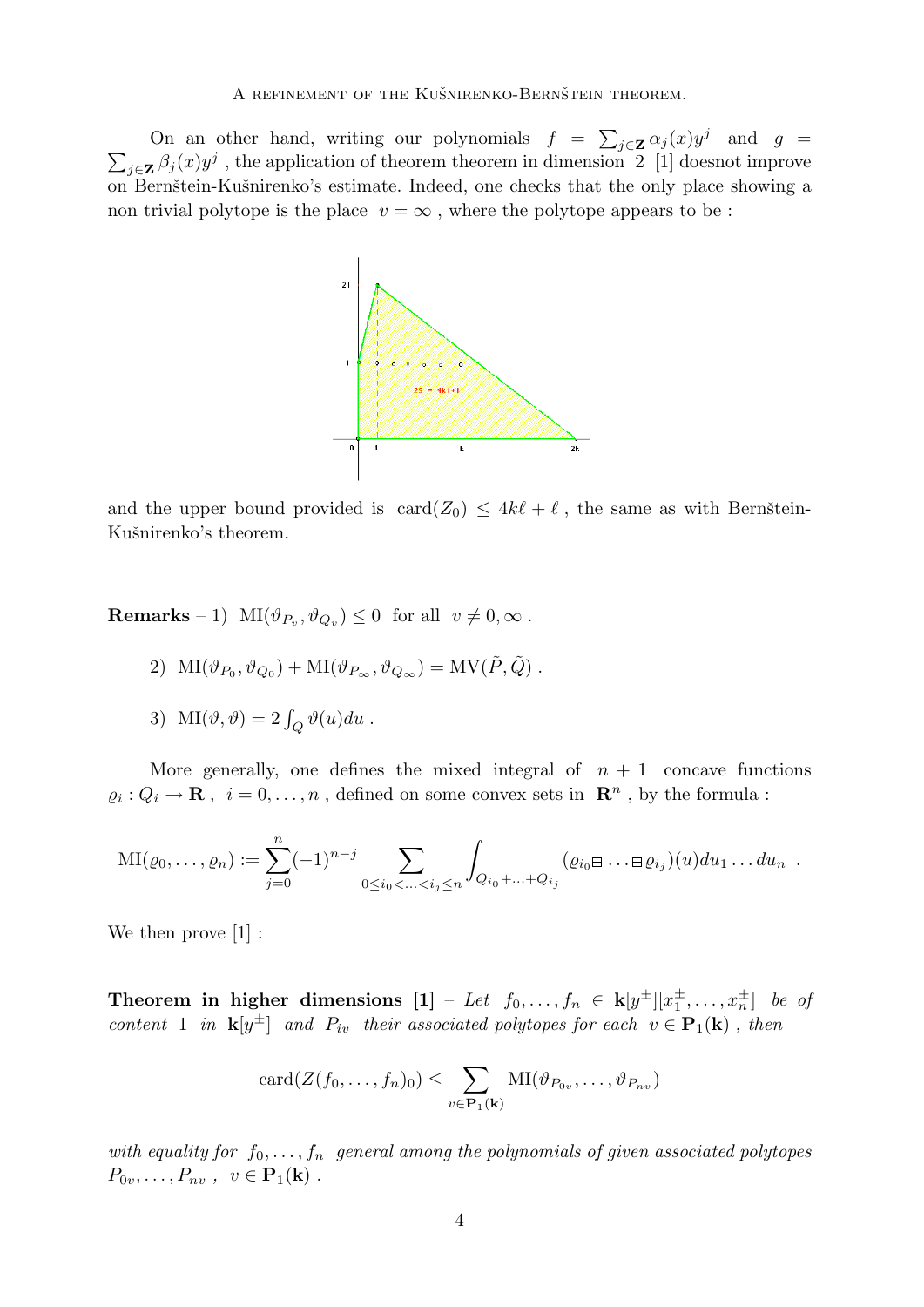On an other hand, writing our polynomials $f = \sum_{j\in\mathbf{Z}} \alpha_j(x)y^j$ and $g = \sum_{j\in\mathbf{Z}} \beta_j(x)y^j$ , the application of theorem theorem in dimension 2 [1] doesnot improve on Bernštein-Kušnirenko's estimate. Indeed, one checks that the only place showing a non trivial polytope is the place $v = \infty$ , where the polytope appears to be :

and the upper bound provided is $\mathrm{card}(Z_0) \leq 4k\ell + \ell$ , the same as with Bernštein-Kušnirenko's theorem.

**Remarks** – 1) $\mathrm{MI}(\vartheta_{P_v}, \vartheta_{Q_v}) \leq 0$ for all $v \neq 0, \infty$ .

2) $\mathrm{MI}(\vartheta_{P_0}, \vartheta_{Q_0}) + \mathrm{MI}(\vartheta_{P_\infty}, \vartheta_{Q_\infty}) = \mathrm{MV}(\tilde{P}, \tilde{Q})$ .

3) $\mathrm{MI}(\vartheta, \vartheta) = 2\int_Q \vartheta(u)du$ .

More generally, one defines the mixed integral of $n+1$ concave functions $\varrho_i : Q_i \to \mathbf{R}$ , $i = 0, \ldots, n$ , defined on some convex sets in $\mathbf{R}^n$ , by the formula :

$$\mathrm{MI}(\varrho_0, \ldots, \varrho_n) := \sum_{j=0}^{n} (-1)^{n-j} \sum_{0\leq i_0 < \ldots < i_j \leq n} \int_{Q_{i_0}+\ldots+Q_{i_j}} (\varrho_{i_0} \boxplus \ldots \boxplus \varrho_{i_j})(u) du_1 \ldots du_n \ .$$

We then prove [1] :

**Theorem in higher dimensions [1]** – *Let $f_0, \ldots, f_n \in \mathbf{k}[y^{\pm}][x_1^{\pm}, \ldots, x_n^{\pm}]$ be of content 1 in $\mathbf{k}[y^{\pm}]$ and $P_{iv}$ their associated polytopes for each $v \in \mathbf{P}_1(\mathbf{k})$ , then*

$$\mathrm{card}(Z(f_0, \ldots, f_n)_0) \leq \sum_{v\in\mathbf{P}_1(\mathbf{k})} \mathrm{MI}(\vartheta_{P_{0v}}, \ldots, \vartheta_{P_{nv}})$$

*with equality for $f_0, \ldots, f_n$ general among the polynomials of given associated polytopes $P_{0v}, \ldots, P_{nv}$ , $v \in \mathbf{P}_1(\mathbf{k})$ .*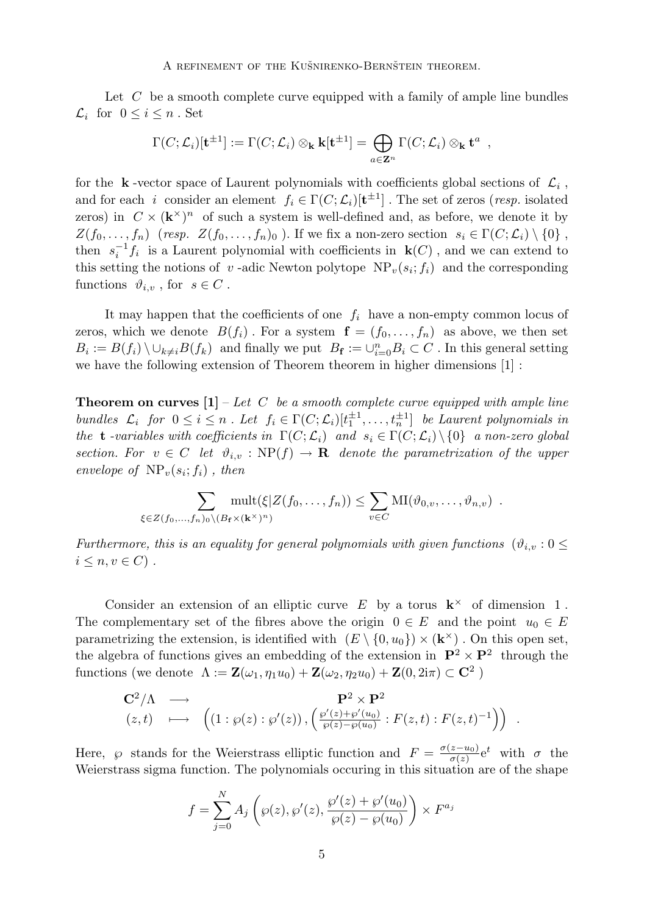Let $C$ be a smooth complete curve equipped with a family of ample line bundles $\mathcal{L}_i$ for $0 \leq i \leq n$. Set

$$\Gamma(C;\mathcal{L}_i)[\mathbf{t}^{\pm 1}] := \Gamma(C;\mathcal{L}_i) \otimes_{\mathbf{k}} \mathbf{k}[\mathbf{t}^{\pm 1}] = \bigoplus_{a \in \mathbf{Z}^n} \Gamma(C;\mathcal{L}_i) \otimes_{\mathbf{k}} \mathbf{t}^a \ ,$$

for the $\mathbf{k}$-vector space of Laurent polynomials with coefficients global sections of $\mathcal{L}_i$, and for each $i$ consider an element $f_i \in \Gamma(C;\mathcal{L}_i)[\mathbf{t}^{\pm 1}]$. The set of zeros (*resp.* isolated zeros) in $C \times (\mathbf{k}^\times)^n$ of such a system is well-defined and, as before, we denote it by $Z(f_0,\ldots,f_n)$ (*resp.* $Z(f_0,\ldots,f_n)_0$ ). If we fix a non-zero section $s_i \in \Gamma(C;\mathcal{L}_i) \setminus \{0\}$, then $s_i^{-1} f_i$ is a Laurent polynomial with coefficients in $\mathbf{k}(C)$, and we can extend to this setting the notions of $v$-adic Newton polytope $\mathrm{NP}_v(s_i;f_i)$ and the corresponding functions $\vartheta_{i,v}$, for $s \in C$.

It may happen that the coefficients of one $f_i$ have a non-empty common locus of zeros, which we denote $B(f_i)$. For a system $\mathbf{f} = (f_0,\ldots,f_n)$ as above, we then set $B_i := B(f_i) \setminus \cup_{k \neq i} B(f_k)$ and finally we put $B_{\mathbf{f}} := \cup_{i=0}^n B_i \subset C$. In this general setting we have the following extension of Theorem theorem in higher dimensions [1] :

**Theorem on curves [1]** – *Let $C$ be a smooth complete curve equipped with ample line bundles $\mathcal{L}_i$ for $0 \leq i \leq n$. Let $f_i \in \Gamma(C;\mathcal{L}_i)[t_1^{\pm 1},\ldots,t_n^{\pm 1}]$ be Laurent polynomials in the $\mathbf{t}$-variables with coefficients in $\Gamma(C;\mathcal{L}_i)$ and $s_i \in \Gamma(C;\mathcal{L}_i) \setminus \{0\}$ a non-zero global section. For $v \in C$ let $\vartheta_{i,v} : \mathrm{NP}(f) \to \mathbf{R}$ denote the parametrization of the upper envelope of $\mathrm{NP}_v(s_i;f_i)$, then*

$$\sum_{\xi \in Z(f_0,\ldots,f_n)_0 \setminus (B_{\mathbf{f}} \times (\mathbf{k}^\times)^n)} \mathrm{mult}(\xi | Z(f_0,\ldots,f_n)) \leq \sum_{v \in C} \mathrm{MI}(\vartheta_{0,v},\ldots,\vartheta_{n,v}) \ .$$

*Furthermore, this is an equality for general polynomials with given functions $(\vartheta_{i,v} : 0 \leq i \leq n, v \in C)$.*

Consider an extension of an elliptic curve $E$ by a torus $\mathbf{k}^\times$ of dimension $1$. The complementary set of the fibres above the origin $0 \in E$ and the point $u_0 \in E$ parametrizing the extension, is identified with $(E \setminus \{0,u_0\}) \times (\mathbf{k}^\times)$. On this open set, the algebra of functions gives an embedding of the extension in $\mathbf{P}^2 \times \mathbf{P}^2$ through the functions (we denote $\Lambda := \mathbf{Z}(\omega_1,\eta_1 u_0) + \mathbf{Z}(\omega_2,\eta_2 u_0) + \mathbf{Z}(0,2\mathrm{i}\pi) \subset \mathbf{C}^2$ )

$$\begin{array}{ccc} \mathbf{C}^2/\Lambda & \longrightarrow & \mathbf{P}^2 \times \mathbf{P}^2 \\ (z,t) & \longmapsto & \left( (1 : \wp(z) : \wp'(z)) , \left( \frac{\wp'(z)+\wp'(u_0)}{\wp(z)-\wp(u_0)} : F(z,t) : F(z,t)^{-1} \right) \right) \end{array} \ .$$

Here, $\wp$ stands for the Weierstrass elliptic function and $F = \frac{\sigma(z-u_0)}{\sigma(z)} \mathrm{e}^t$ with $\sigma$ the Weierstrass sigma function. The polynomials occuring in this situation are of the shape

$$f = \sum_{j=0}^N A_j \left( \wp(z), \wp'(z), \frac{\wp'(z)+\wp'(u_0)}{\wp(z)-\wp(u_0)} \right) \times F^{a_j}$$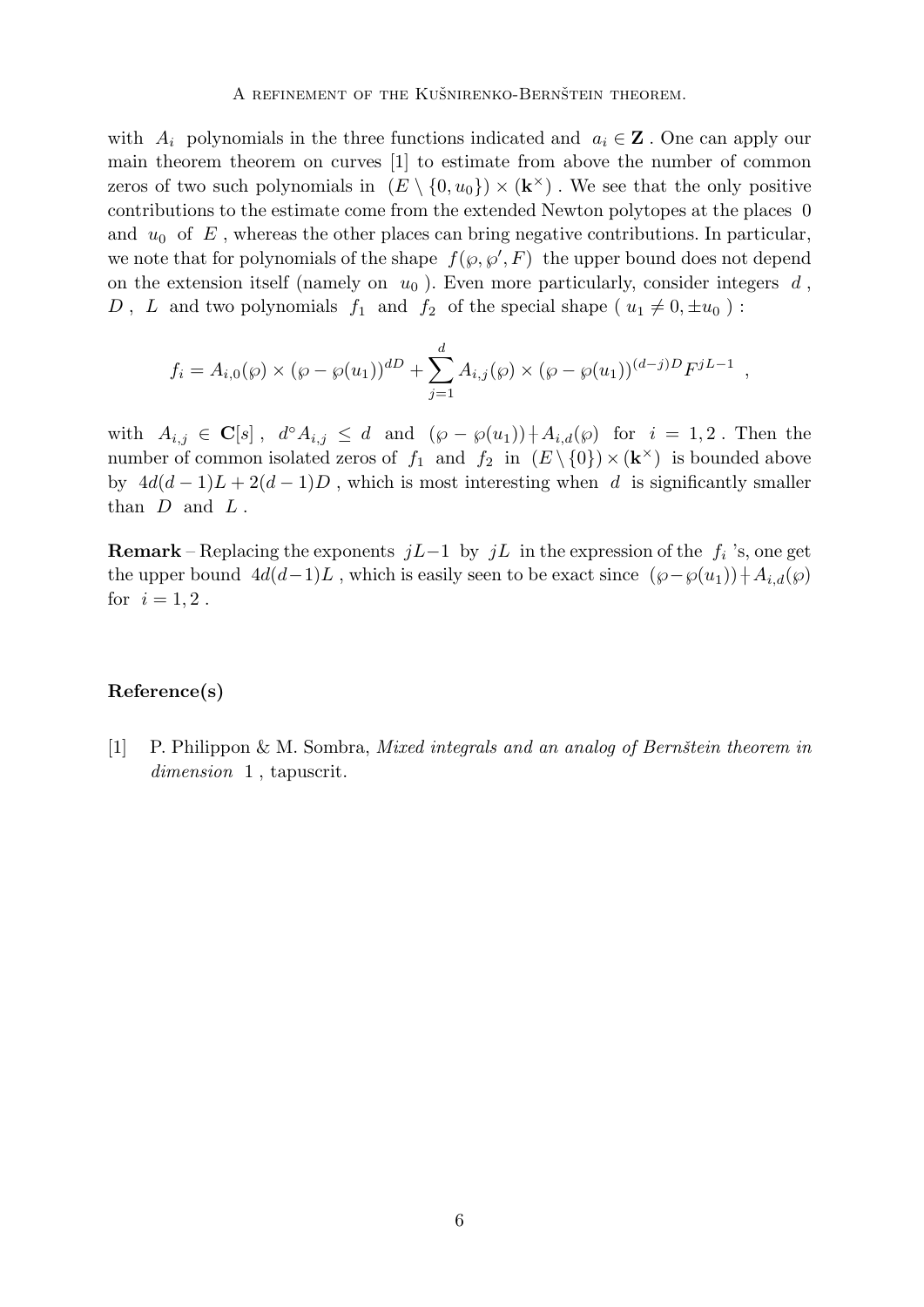with $A_i$ polynomials in the three functions indicated and $a_i \in \mathbf{Z}$. One can apply our main theorem theorem on curves [1] to estimate from above the number of common zeros of two such polynomials in $(E \setminus \{0, u_0\}) \times (\mathbf{k}^\times)$. We see that the only positive contributions to the estimate come from the extended Newton polytopes at the places $0$ and $u_0$ of $E$, whereas the other places can bring negative contributions. In particular, we note that for polynomials of the shape $f(\wp, \wp', F)$ the upper bound does not depend on the extension itself (namely on $u_0$). Even more particularly, consider integers $d$, $D$, $L$ and two polynomials $f_1$ and $f_2$ of the special shape ($u_1 \neq 0, \pm u_0$):

$$f_i = A_{i,0}(\wp) \times (\wp - \wp(u_1))^{dD} + \sum_{j=1}^{d} A_{i,j}(\wp) \times (\wp - \wp(u_1))^{(d-j)D} F^{jL-1} \quad ,$$

with $A_{i,j} \in \mathbf{C}[s]$, $d^\circ A_{i,j} \leq d$ and $(\wp - \wp(u_1)) \nmid A_{i,d}(\wp)$ for $i = 1, 2$. Then the number of common isolated zeros of $f_1$ and $f_2$ in $(E \setminus \{0\}) \times (\mathbf{k}^\times)$ is bounded above by $4d(d-1)L + 2(d-1)D$, which is most interesting when $d$ is significantly smaller than $D$ and $L$.

**Remark** – Replacing the exponents $jL-1$ by $jL$ in the expression of the $f_i$'s, one get the upper bound $4d(d-1)L$, which is easily seen to be exact since $(\wp - \wp(u_1)) \nmid A_{i,d}(\wp)$ for $i = 1, 2$.

## Reference(s)

[1] P. Philippon & M. Sombra, *Mixed integrals and an analog of Bernštein theorem in dimension* 1, tapuscrit.